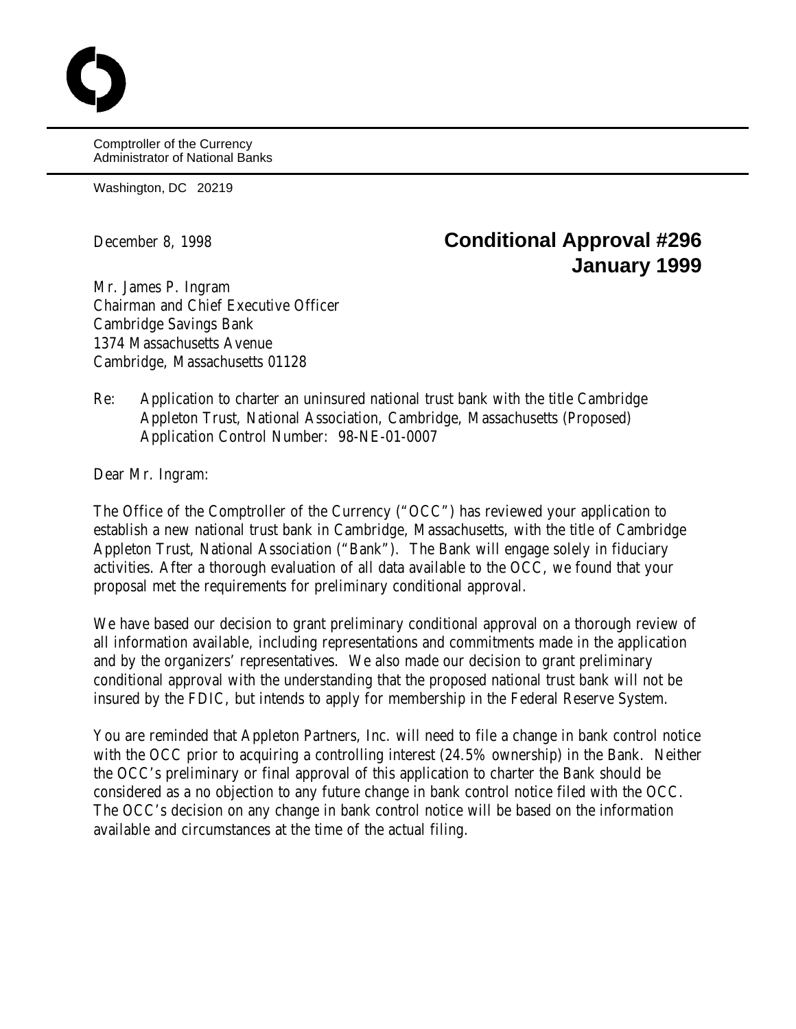Comptroller of the Currency
Administrator of National Banks

Washington, DC 20219

December 8, 1998

**Conditional Approval #296**
**January 1999**

Mr. James P. Ingram
Chairman and Chief Executive Officer
Cambridge Savings Bank
1374 Massachusetts Avenue
Cambridge, Massachusetts 01128

Re: Application to charter an uninsured national trust bank with the title Cambridge Appleton Trust, National Association, Cambridge, Massachusetts (Proposed)
Application Control Number: 98-NE-01-0007

Dear Mr. Ingram:

The Office of the Comptroller of the Currency ("OCC") has reviewed your application to establish a new national trust bank in Cambridge, Massachusetts, with the title of Cambridge Appleton Trust, National Association ("Bank"). The Bank will engage solely in fiduciary activities. After a thorough evaluation of all data available to the OCC, we found that your proposal met the requirements for preliminary conditional approval.

We have based our decision to grant preliminary conditional approval on a thorough review of all information available, including representations and commitments made in the application and by the organizers' representatives. We also made our decision to grant preliminary conditional approval with the understanding that the proposed national trust bank will not be insured by the FDIC, but intends to apply for membership in the Federal Reserve System.

You are reminded that Appleton Partners, Inc. will need to file a change in bank control notice with the OCC prior to acquiring a controlling interest (24.5% ownership) in the Bank. Neither the OCC's preliminary or final approval of this application to charter the Bank should be considered as a no objection to any future change in bank control notice filed with the OCC. The OCC's decision on any change in bank control notice will be based on the information available and circumstances at the time of the actual filing.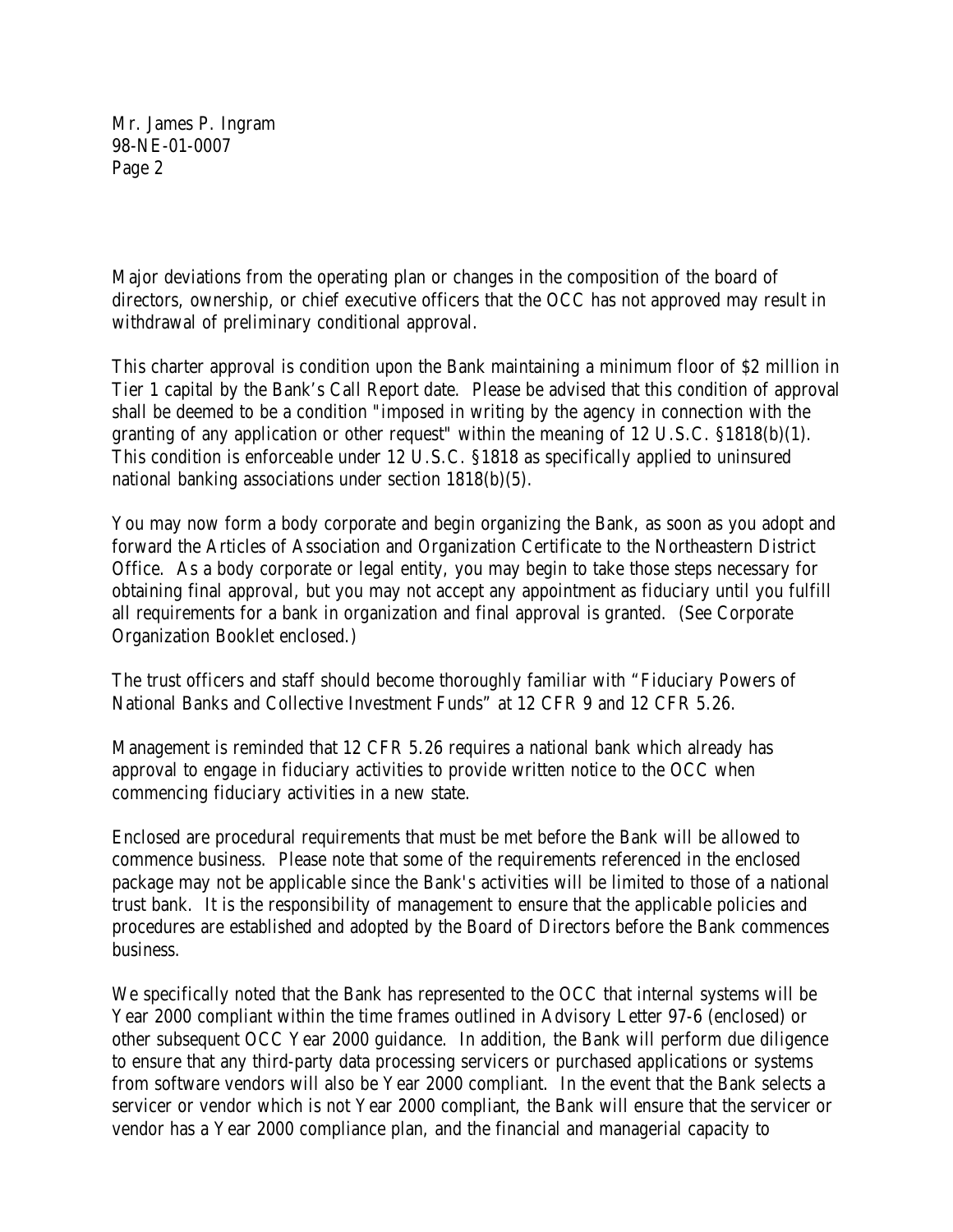Major deviations from the operating plan or changes in the composition of the board of directors, ownership, or chief executive officers that the OCC has not approved may result in withdrawal of preliminary conditional approval.

This charter approval is condition upon the Bank maintaining a minimum floor of $2 million in Tier 1 capital by the Bank's Call Report date. Please be advised that this condition of approval shall be deemed to be a condition "imposed in writing by the agency in connection with the granting of any application or other request" within the meaning of 12 U.S.C. §1818(b)(1). This condition is enforceable under 12 U.S.C. §1818 as specifically applied to uninsured national banking associations under section 1818(b)(5).

You may now form a body corporate and begin organizing the Bank, as soon as you adopt and forward the Articles of Association and Organization Certificate to the Northeastern District Office. As a body corporate or legal entity, you may begin to take those steps necessary for obtaining final approval, but you may not accept any appointment as fiduciary until you fulfill all requirements for a bank in organization and final approval is granted. (See Corporate Organization Booklet enclosed.)

The trust officers and staff should become thoroughly familiar with "Fiduciary Powers of National Banks and Collective Investment Funds" at 12 CFR 9 and 12 CFR 5.26.

Management is reminded that 12 CFR 5.26 requires a national bank which already has approval to engage in fiduciary activities to provide written notice to the OCC when commencing fiduciary activities in a new state.

Enclosed are procedural requirements that must be met before the Bank will be allowed to commence business. Please note that some of the requirements referenced in the enclosed package may not be applicable since the Bank's activities will be limited to those of a national trust bank. It is the responsibility of management to ensure that the applicable policies and procedures are established and adopted by the Board of Directors before the Bank commences business.

We specifically noted that the Bank has represented to the OCC that internal systems will be Year 2000 compliant within the time frames outlined in Advisory Letter 97-6 (enclosed) or other subsequent OCC Year 2000 guidance. In addition, the Bank will perform due diligence to ensure that any third-party data processing servicers or purchased applications or systems from software vendors will also be Year 2000 compliant. In the event that the Bank selects a servicer or vendor which is not Year 2000 compliant, the Bank will ensure that the servicer or vendor has a Year 2000 compliance plan, and the financial and managerial capacity to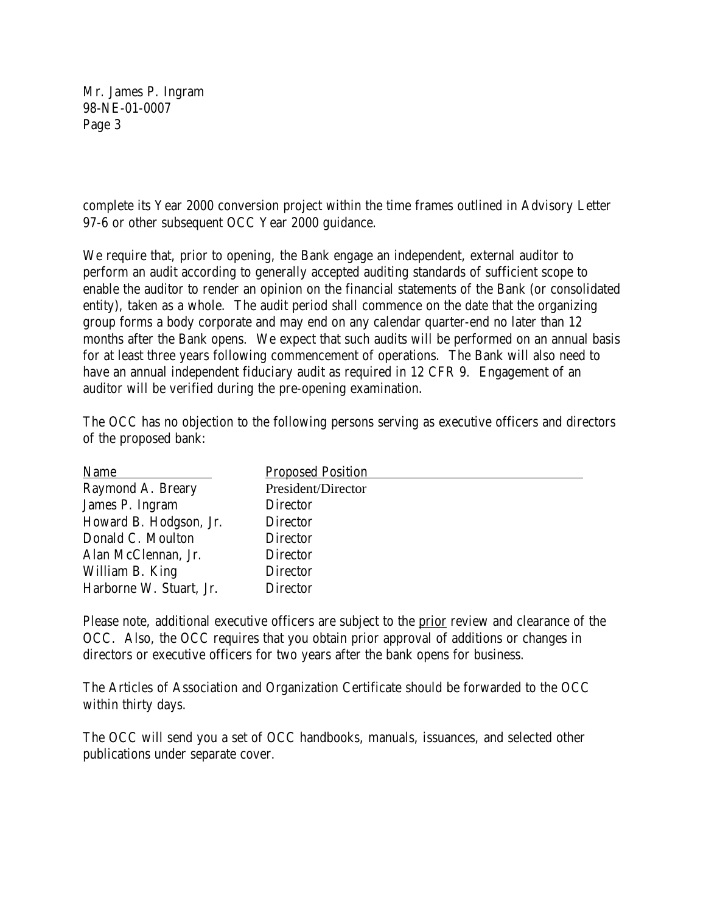complete its Year 2000 conversion project within the time frames outlined in Advisory Letter 97-6 or other subsequent OCC Year 2000 guidance.

We require that, prior to opening, the Bank engage an independent, external auditor to perform an audit according to generally accepted auditing standards of sufficient scope to enable the auditor to render an opinion on the financial statements of the Bank (or consolidated entity), taken as a whole. The audit period shall commence on the date that the organizing group forms a body corporate and may end on any calendar quarter-end no later than 12 months after the Bank opens. We expect that such audits will be performed on an annual basis for at least three years following commencement of operations. The Bank will also need to have an annual independent fiduciary audit as required in 12 CFR 9. Engagement of an auditor will be verified during the pre-opening examination.

The OCC has no objection to the following persons serving as executive officers and directors of the proposed bank:

| Name | Proposed Position |
| --- | --- |
| Raymond A. Breary | President/Director |
| James P. Ingram | Director |
| Howard B. Hodgson, Jr. | Director |
| Donald C. Moulton | Director |
| Alan McClennan, Jr. | Director |
| William B. King | Director |
| Harborne W. Stuart, Jr. | Director |

Please note, additional executive officers are subject to the prior review and clearance of the OCC. Also, the OCC requires that you obtain prior approval of additions or changes in directors or executive officers for two years after the bank opens for business.

The Articles of Association and Organization Certificate should be forwarded to the OCC within thirty days.

The OCC will send you a set of OCC handbooks, manuals, issuances, and selected other publications under separate cover.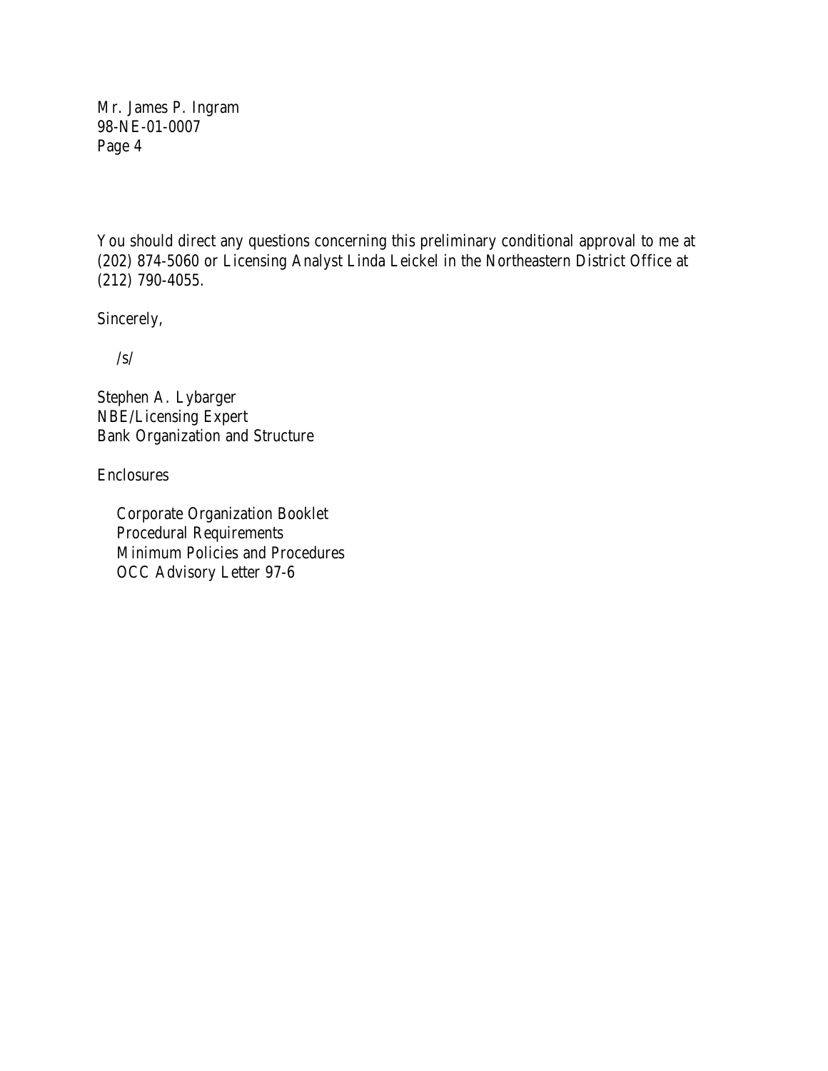You should direct any questions concerning this preliminary conditional approval to me at (202) 874-5060 or Licensing Analyst Linda Leickel in the Northeastern District Office at (212) 790-4055.

Sincerely,

/s/

Stephen A. Lybarger
NBE/Licensing Expert
Bank Organization and Structure

Enclosures

- Corporate Organization Booklet
- Procedural Requirements
- Minimum Policies and Procedures
- OCC Advisory Letter 97-6